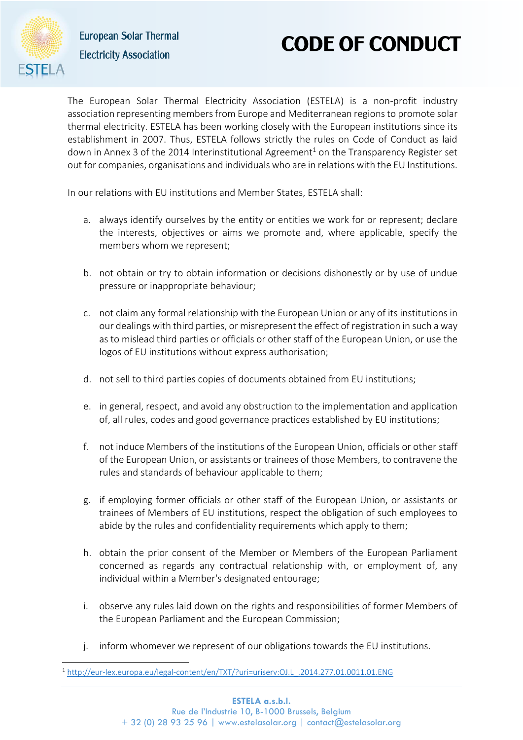European Solar Thermal Electricity Association

# CODE OF CONDUCT

The European Solar Thermal Electricity Association (ESTELA) is a non-profit industry association representing members from Europe and Mediterranean regions to promote solar thermal electricity. ESTELA has been working closely with the European institutions since its establishment in 2007. Thus, ESTELA follows strictly the rules on Code of Conduct as laid down in Annex 3 of the 2014 Interinstitutional Agreement[1] on the Transparency Register set out for companies, organisations and individuals who are in relations with the EU Institutions.

In our relations with EU institutions and Member States, ESTELA shall:

a. always identify ourselves by the entity or entities we work for or represent; declare the interests, objectives or aims we promote and, where applicable, specify the members whom we represent;

b. not obtain or try to obtain information or decisions dishonestly or by use of undue pressure or inappropriate behaviour;

c. not claim any formal relationship with the European Union or any of its institutions in our dealings with third parties, or misrepresent the effect of registration in such a way as to mislead third parties or officials or other staff of the European Union, or use the logos of EU institutions without express authorisation;

d. not sell to third parties copies of documents obtained from EU institutions;

e. in general, respect, and avoid any obstruction to the implementation and application of, all rules, codes and good governance practices established by EU institutions;

f. not induce Members of the institutions of the European Union, officials or other staff of the European Union, or assistants or trainees of those Members, to contravene the rules and standards of behaviour applicable to them;

g. if employing former officials or other staff of the European Union, or assistants or trainees of Members of EU institutions, respect the obligation of such employees to abide by the rules and confidentiality requirements which apply to them;

h. obtain the prior consent of the Member or Members of the European Parliament concerned as regards any contractual relationship with, or employment of, any individual within a Member's designated entourage;

i. observe any rules laid down on the rights and responsibilities of former Members of the European Parliament and the European Commission;

j. inform whomever we represent of our obligations towards the EU institutions.

[1] http://eur-lex.europa.eu/legal-content/en/TXT/?uri=uriserv:OJ.L_.2014.277.01.0011.01.ENG

**ESTELA a.s.b.l.**
Rue de l'Industrie 10, B-1000 Brussels, Belgium
+ 32 (0) 28 93 25 96 | www.estelasolar.org | contact@estelasolar.org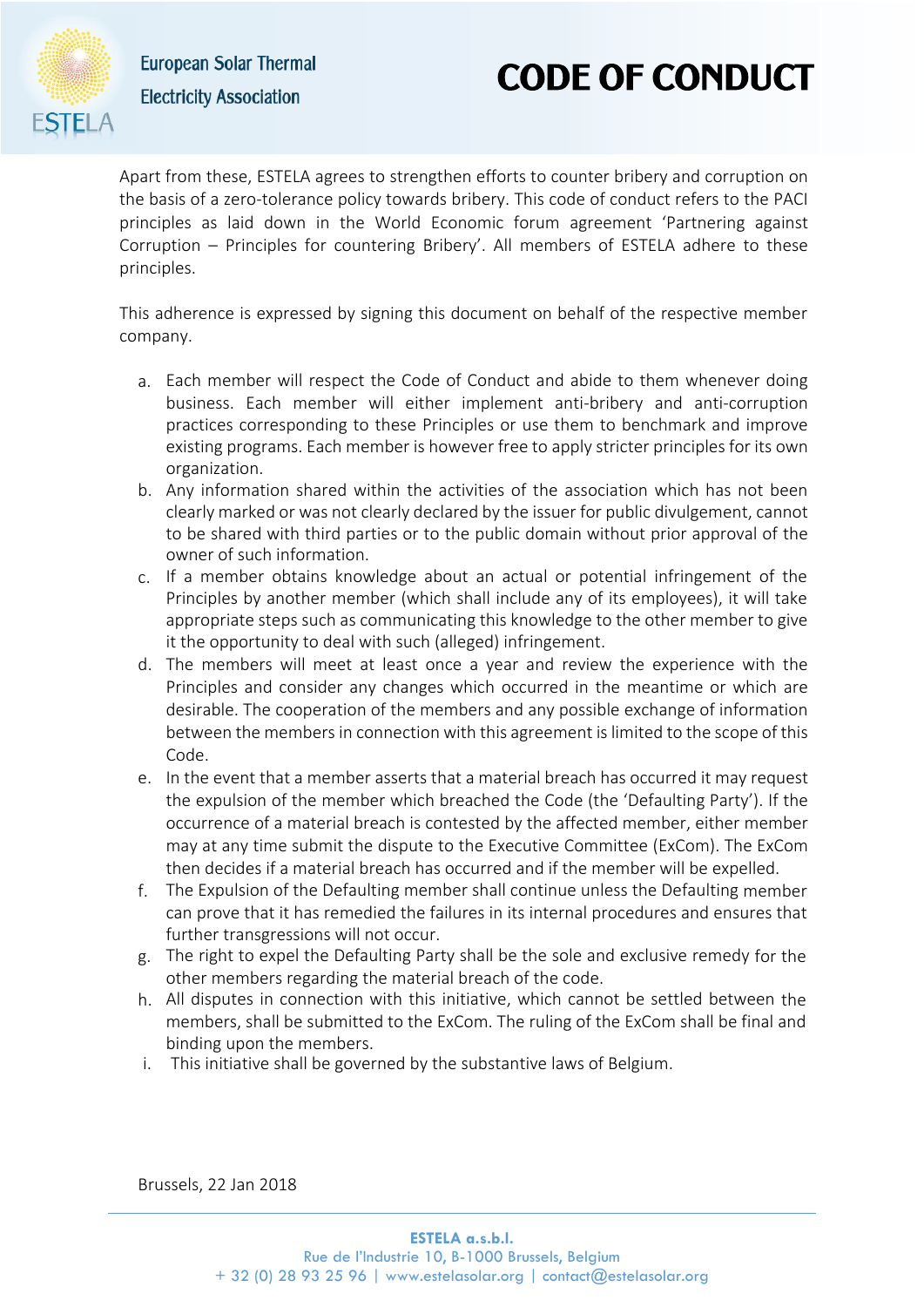Apart from these, ESTELA agrees to strengthen efforts to counter bribery and corruption on the basis of a zero-tolerance policy towards bribery. This code of conduct refers to the PACI principles as laid down in the World Economic forum agreement 'Partnering against Corruption – Principles for countering Bribery'. All members of ESTELA adhere to these principles.

This adherence is expressed by signing this document on behalf of the respective member company.

a. Each member will respect the Code of Conduct and abide to them whenever doing business. Each member will either implement anti-bribery and anti-corruption practices corresponding to these Principles or use them to benchmark and improve existing programs. Each member is however free to apply stricter principles for its own organization.
b. Any information shared within the activities of the association which has not been clearly marked or was not clearly declared by the issuer for public divulgement, cannot to be shared with third parties or to the public domain without prior approval of the owner of such information.
c. If a member obtains knowledge about an actual or potential infringement of the Principles by another member (which shall include any of its employees), it will take appropriate steps such as communicating this knowledge to the other member to give it the opportunity to deal with such (alleged) infringement.
d. The members will meet at least once a year and review the experience with the Principles and consider any changes which occurred in the meantime or which are desirable. The cooperation of the members and any possible exchange of information between the members in connection with this agreement is limited to the scope of this Code.
e. In the event that a member asserts that a material breach has occurred it may request the expulsion of the member which breached the Code (the 'Defaulting Party'). If the occurrence of a material breach is contested by the affected member, either member may at any time submit the dispute to the Executive Committee (ExCom). The ExCom then decides if a material breach has occurred and if the member will be expelled.
f. The Expulsion of the Defaulting member shall continue unless the Defaulting member can prove that it has remedied the failures in its internal procedures and ensures that further transgressions will not occur.
g. The right to expel the Defaulting Party shall be the sole and exclusive remedy for the other members regarding the material breach of the code.
h. All disputes in connection with this initiative, which cannot be settled between the members, shall be submitted to the ExCom. The ruling of the ExCom shall be final and binding upon the members.
i. This initiative shall be governed by the substantive laws of Belgium.

Brussels, 22 Jan 2018